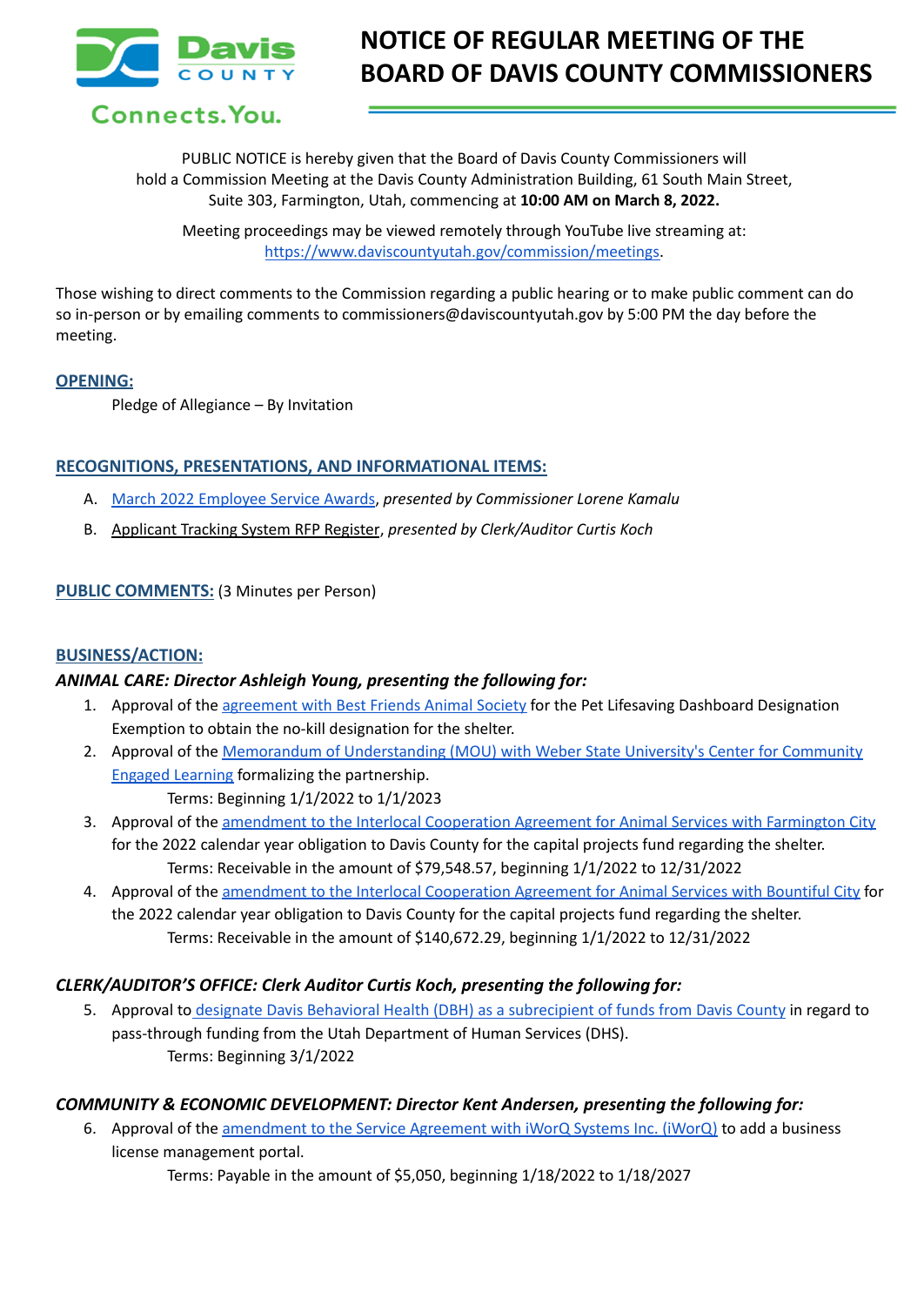# NOTICE OF REGULAR MEETING OF THE BOARD OF DAVIS COUNTY COMMISSIONERS

Davis COUNTY
Connects.You.

PUBLIC NOTICE is hereby given that the Board of Davis County Commissioners will hold a Commission Meeting at the Davis County Administration Building, 61 South Main Street, Suite 303, Farmington, Utah, commencing at **10:00 AM on March 8, 2022.**

Meeting proceedings may be viewed remotely through YouTube live streaming at: https://www.daviscountyutah.gov/commission/meetings.

Those wishing to direct comments to the Commission regarding a public hearing or to make public comment can do so in-person or by emailing comments to commissioners@daviscountyutah.gov by 5:00 PM the day before the meeting.

## OPENING:

Pledge of Allegiance – By Invitation

## RECOGNITIONS, PRESENTATIONS, AND INFORMATIONAL ITEMS:

A. March 2022 Employee Service Awards, *presented by Commissioner Lorene Kamalu*

B. Applicant Tracking System RFP Register, *presented by Clerk/Auditor Curtis Koch*

## PUBLIC COMMENTS: (3 Minutes per Person)

## BUSINESS/ACTION:

### *ANIMAL CARE: Director Ashleigh Young, presenting the following for:*

1. Approval of the agreement with Best Friends Animal Society for the Pet Lifesaving Dashboard Designation Exemption to obtain the no-kill designation for the shelter.
2. Approval of the Memorandum of Understanding (MOU) with Weber State University's Center for Community Engaged Learning formalizing the partnership.
   Terms: Beginning 1/1/2022 to 1/1/2023
3. Approval of the amendment to the Interlocal Cooperation Agreement for Animal Services with Farmington City for the 2022 calendar year obligation to Davis County for the capital projects fund regarding the shelter.
   Terms: Receivable in the amount of $79,548.57, beginning 1/1/2022 to 12/31/2022
4. Approval of the amendment to the Interlocal Cooperation Agreement for Animal Services with Bountiful City for the 2022 calendar year obligation to Davis County for the capital projects fund regarding the shelter.
   Terms: Receivable in the amount of $140,672.29, beginning 1/1/2022 to 12/31/2022

### *CLERK/AUDITOR'S OFFICE: Clerk Auditor Curtis Koch, presenting the following for:*

5. Approval to designate Davis Behavioral Health (DBH) as a subrecipient of funds from Davis County in regard to pass-through funding from the Utah Department of Human Services (DHS).
   Terms: Beginning 3/1/2022

### *COMMUNITY & ECONOMIC DEVELOPMENT: Director Kent Andersen, presenting the following for:*

6. Approval of the amendment to the Service Agreement with iWorQ Systems Inc. (iWorQ) to add a business license management portal.
   Terms: Payable in the amount of $5,050, beginning 1/18/2022 to 1/18/2027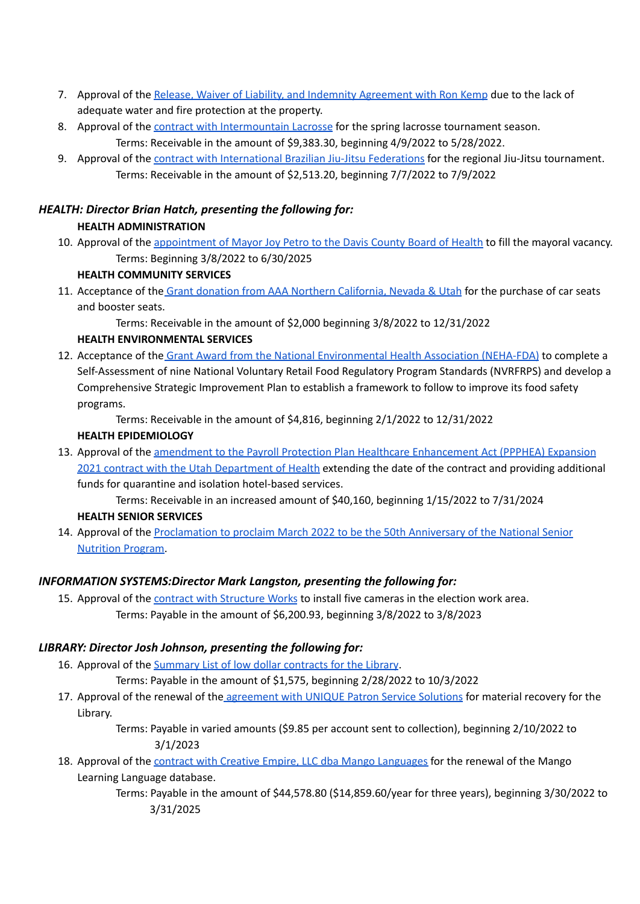7. Approval of the Release, Waiver of Liability, and Indemnity Agreement with Ron Kemp due to the lack of adequate water and fire protection at the property.
8. Approval of the contract with Intermountain Lacrosse for the spring lacrosse tournament season.
   Terms: Receivable in the amount of $9,383.30, beginning 4/9/2022 to 5/28/2022.
9. Approval of the contract with International Brazilian Jiu-Jitsu Federations for the regional Jiu-Jitsu tournament.
   Terms: Receivable in the amount of $2,513.20, beginning 7/7/2022 to 7/9/2022

### *HEALTH: Director Brian Hatch, presenting the following for:*

**HEALTH ADMINISTRATION**

10. Approval of the appointment of Mayor Joy Petro to the Davis County Board of Health to fill the mayoral vacancy.
    Terms: Beginning 3/8/2022 to 6/30/2025

**HEALTH COMMUNITY SERVICES**

11. Acceptance of the Grant donation from AAA Northern California, Nevada & Utah for the purchase of car seats and booster seats.
    Terms: Receivable in the amount of $2,000 beginning 3/8/2022 to 12/31/2022

**HEALTH ENVIRONMENTAL SERVICES**

12. Acceptance of the Grant Award from the National Environmental Health Association (NEHA-FDA) to complete a Self-Assessment of nine National Voluntary Retail Food Regulatory Program Standards (NVRFRPS) and develop a Comprehensive Strategic Improvement Plan to establish a framework to follow to improve its food safety programs.
    Terms: Receivable in the amount of $4,816, beginning 2/1/2022 to 12/31/2022

**HEALTH EPIDEMIOLOGY**

13. Approval of the amendment to the Payroll Protection Plan Healthcare Enhancement Act (PPPHEA) Expansion 2021 contract with the Utah Department of Health extending the date of the contract and providing additional funds for quarantine and isolation hotel-based services.
    Terms: Receivable in an increased amount of $40,160, beginning 1/15/2022 to 7/31/2024

**HEALTH SENIOR SERVICES**

14. Approval of the Proclamation to proclaim March 2022 to be the 50th Anniversary of the National Senior Nutrition Program.

### *INFORMATION SYSTEMS:Director Mark Langston, presenting the following for:*

15. Approval of the contract with Structure Works to install five cameras in the election work area.
    Terms: Payable in the amount of $6,200.93, beginning 3/8/2022 to 3/8/2023

### *LIBRARY: Director Josh Johnson, presenting the following for:*

16. Approval of the Summary List of low dollar contracts for the Library.
    Terms: Payable in the amount of $1,575, beginning 2/28/2022 to 10/3/2022
17. Approval of the renewal of the agreement with UNIQUE Patron Service Solutions for material recovery for the Library.
    Terms: Payable in varied amounts ($9.85 per account sent to collection), beginning 2/10/2022 to 3/1/2023
18. Approval of the contract with Creative Empire, LLC dba Mango Languages for the renewal of the Mango Learning Language database.
    Terms: Payable in the amount of $44,578.80 ($14,859.60/year for three years), beginning 3/30/2022 to 3/31/2025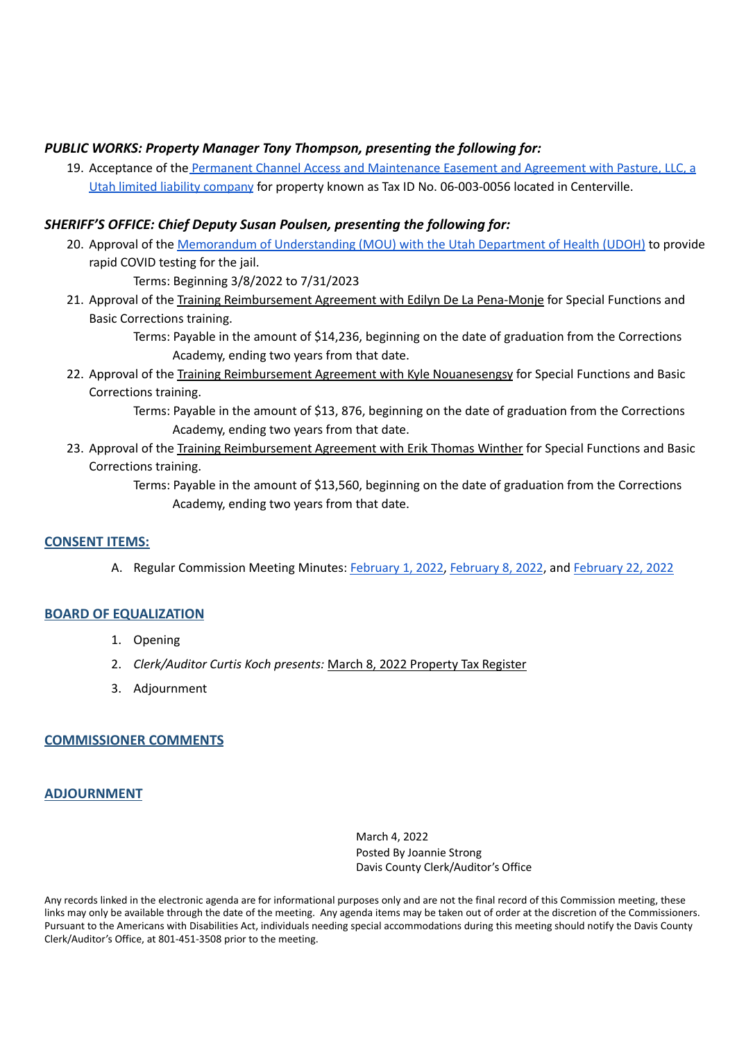***PUBLIC WORKS: Property Manager Tony Thompson, presenting the following for:***

19. Acceptance of the Permanent Channel Access and Maintenance Easement and Agreement with Pasture, LLC, a Utah limited liability company for property known as Tax ID No. 06-003-0056 located in Centerville.

***SHERIFF'S OFFICE: Chief Deputy Susan Poulsen, presenting the following for:***

20. Approval of the Memorandum of Understanding (MOU) with the Utah Department of Health (UDOH) to provide rapid COVID testing for the jail.

    Terms: Beginning 3/8/2022 to 7/31/2023

21. Approval of the Training Reimbursement Agreement with Edilyn De La Pena-Monje for Special Functions and Basic Corrections training.

    Terms: Payable in the amount of $14,236, beginning on the date of graduation from the Corrections Academy, ending two years from that date.

22. Approval of the Training Reimbursement Agreement with Kyle Nouanesengsy for Special Functions and Basic Corrections training.

    Terms: Payable in the amount of $13, 876, beginning on the date of graduation from the Corrections Academy, ending two years from that date.

23. Approval of the Training Reimbursement Agreement with Erik Thomas Winther for Special Functions and Basic Corrections training.

    Terms: Payable in the amount of $13,560, beginning on the date of graduation from the Corrections Academy, ending two years from that date.

## CONSENT ITEMS:

A. Regular Commission Meeting Minutes: February 1, 2022, February 8, 2022, and February 22, 2022

## BOARD OF EQUALIZATION

1. Opening
2. *Clerk/Auditor Curtis Koch presents:* March 8, 2022 Property Tax Register
3. Adjournment

## COMMISSIONER COMMENTS

## ADJOURNMENT

March 4, 2022
Posted By Joannie Strong
Davis County Clerk/Auditor's Office

Any records linked in the electronic agenda are for informational purposes only and are not the final record of this Commission meeting, these links may only be available through the date of the meeting. Any agenda items may be taken out of order at the discretion of the Commissioners. Pursuant to the Americans with Disabilities Act, individuals needing special accommodations during this meeting should notify the Davis County Clerk/Auditor's Office, at 801-451-3508 prior to the meeting.